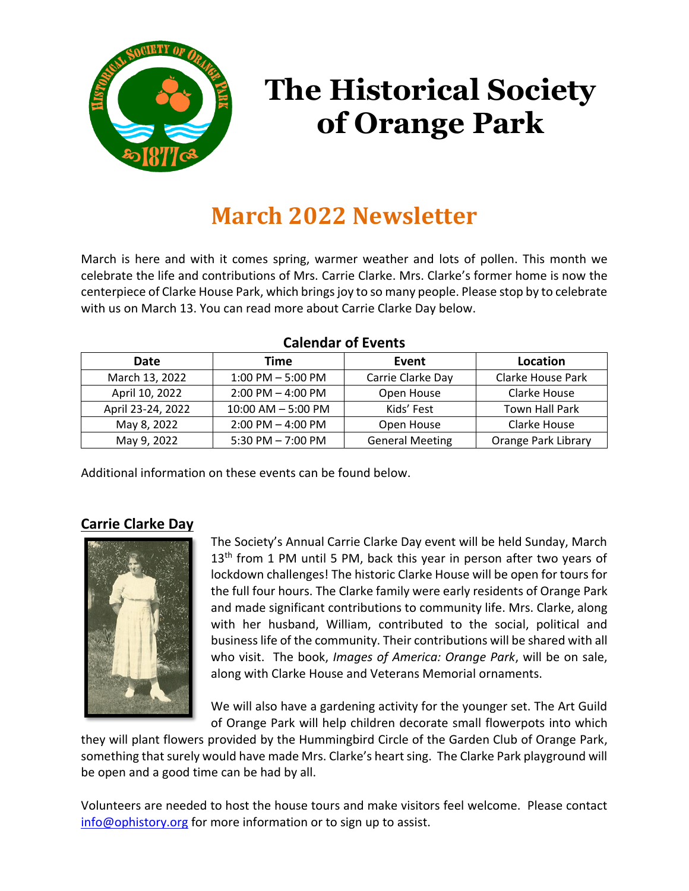# The Historical Society of Orange Park

## March 2022 Newsletter

March is here and with it comes spring, warmer weather and lots of pollen. This month we celebrate the life and contributions of Mrs. Carrie Clarke. Mrs. Clarke's former home is now the centerpiece of Clarke House Park, which brings joy to so many people. Please stop by to celebrate with us on March 13. You can read more about Carrie Clarke Day below.

**Calendar of Events**

| Date | Time | Event | Location |
|---|---|---|---|
| March 13, 2022 | 1:00 PM – 5:00 PM | Carrie Clarke Day | Clarke House Park |
| April 10, 2022 | 2:00 PM – 4:00 PM | Open House | Clarke House |
| April 23-24, 2022 | 10:00 AM – 5:00 PM | Kids' Fest | Town Hall Park |
| May 8, 2022 | 2:00 PM – 4:00 PM | Open House | Clarke House |
| May 9, 2022 | 5:30 PM – 7:00 PM | General Meeting | Orange Park Library |

Additional information on these events can be found below.

### Carrie Clarke Day

The Society's Annual Carrie Clarke Day event will be held Sunday, March 13th from 1 PM until 5 PM, back this year in person after two years of lockdown challenges! The historic Clarke House will be open for tours for the full four hours. The Clarke family were early residents of Orange Park and made significant contributions to community life. Mrs. Clarke, along with her husband, William, contributed to the social, political and business life of the community. Their contributions will be shared with all who visit. The book, *Images of America: Orange Park*, will be on sale, along with Clarke House and Veterans Memorial ornaments.

We will also have a gardening activity for the younger set. The Art Guild of Orange Park will help children decorate small flowerpots into which they will plant flowers provided by the Hummingbird Circle of the Garden Club of Orange Park, something that surely would have made Mrs. Clarke's heart sing. The Clarke Park playground will be open and a good time can be had by all.

Volunteers are needed to host the house tours and make visitors feel welcome. Please contact info@ophistory.org for more information or to sign up to assist.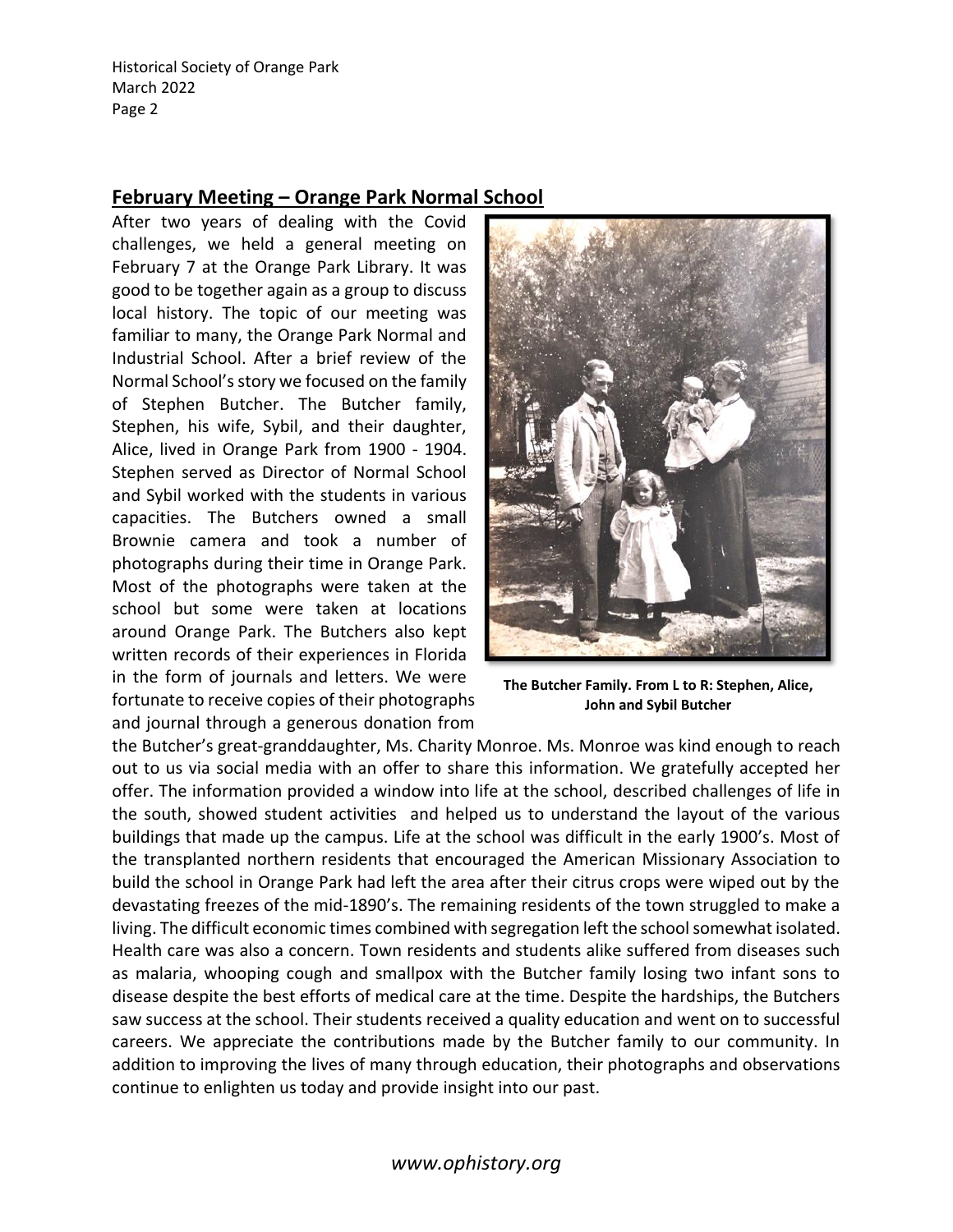## February Meeting – Orange Park Normal School

After two years of dealing with the Covid challenges, we held a general meeting on February 7 at the Orange Park Library. It was good to be together again as a group to discuss local history. The topic of our meeting was familiar to many, the Orange Park Normal and Industrial School. After a brief review of the Normal School's story we focused on the family of Stephen Butcher. The Butcher family, Stephen, his wife, Sybil, and their daughter, Alice, lived in Orange Park from 1900 - 1904. Stephen served as Director of Normal School and Sybil worked with the students in various capacities. The Butchers owned a small Brownie camera and took a number of photographs during their time in Orange Park. Most of the photographs were taken at the school but some were taken at locations around Orange Park. The Butchers also kept written records of their experiences in Florida in the form of journals and letters. We were fortunate to receive copies of their photographs and journal through a generous donation from the Butcher's great-granddaughter, Ms. Charity Monroe. Ms. Monroe was kind enough to reach out to us via social media with an offer to share this information. We gratefully accepted her offer. The information provided a window into life at the school, described challenges of life in the south, showed student activities and helped us to understand the layout of the various buildings that made up the campus. Life at the school was difficult in the early 1900's. Most of the transplanted northern residents that encouraged the American Missionary Association to build the school in Orange Park had left the area after their citrus crops were wiped out by the devastating freezes of the mid-1890's. The remaining residents of the town struggled to make a living. The difficult economic times combined with segregation left the school somewhat isolated. Health care was also a concern. Town residents and students alike suffered from diseases such as malaria, whooping cough and smallpox with the Butcher family losing two infant sons to disease despite the best efforts of medical care at the time. Despite the hardships, the Butchers saw success at the school. Their students received a quality education and went on to successful careers. We appreciate the contributions made by the Butcher family to our community. In addition to improving the lives of many through education, their photographs and observations continue to enlighten us today and provide insight into our past.

**The Butcher Family. From L to R: Stephen, Alice, John and Sybil Butcher**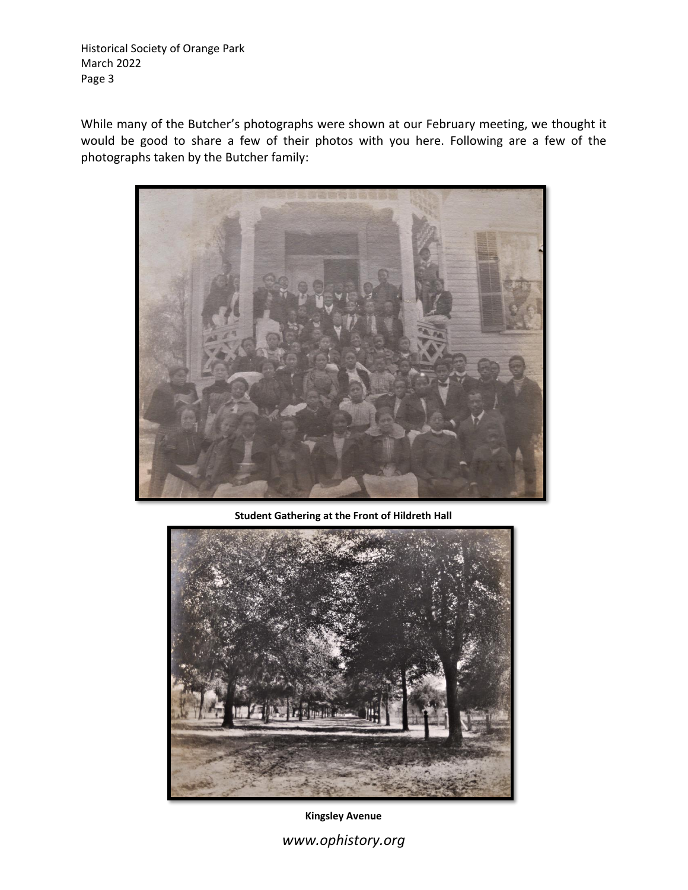While many of the Butcher's photographs were shown at our February meeting, we thought it would be good to share a few of their photos with you here. Following are a few of the photographs taken by the Butcher family:

**Student Gathering at the Front of Hildreth Hall**

**Kingsley Avenue**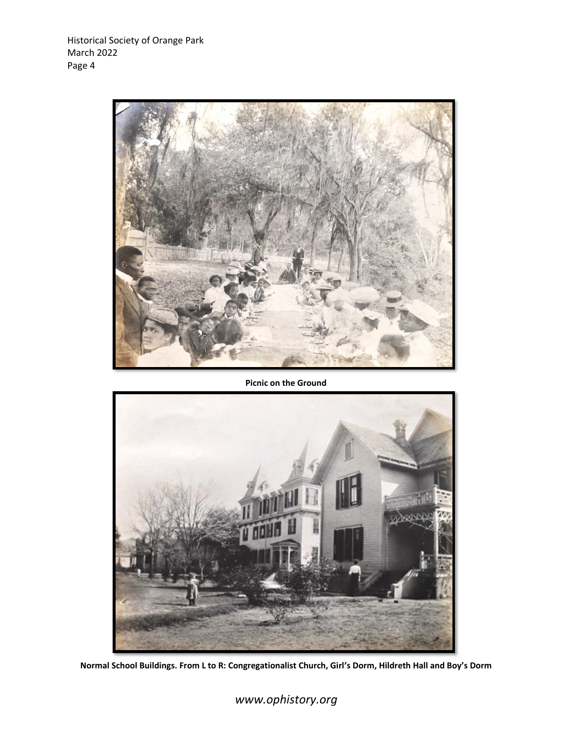**Picnic on the Ground**

**Normal School Buildings. From L to R: Congregationalist Church, Girl's Dorm, Hildreth Hall and Boy's Dorm**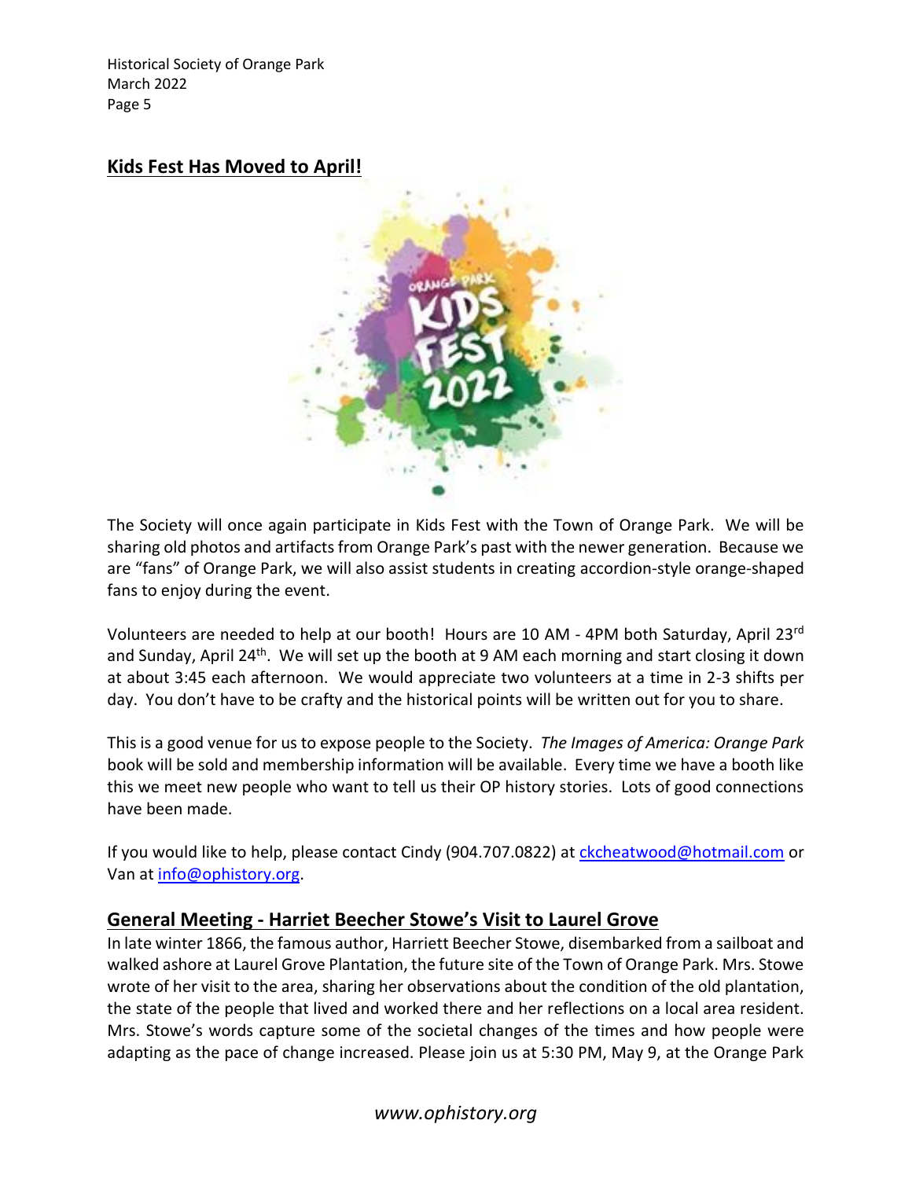## Kids Fest Has Moved to April!

The Society will once again participate in Kids Fest with the Town of Orange Park. We will be sharing old photos and artifacts from Orange Park's past with the newer generation. Because we are "fans" of Orange Park, we will also assist students in creating accordion-style orange-shaped fans to enjoy during the event.

Volunteers are needed to help at our booth! Hours are 10 AM - 4PM both Saturday, April 23rd and Sunday, April 24th. We will set up the booth at 9 AM each morning and start closing it down at about 3:45 each afternoon. We would appreciate two volunteers at a time in 2-3 shifts per day. You don't have to be crafty and the historical points will be written out for you to share.

This is a good venue for us to expose people to the Society. *The Images of America: Orange Park* book will be sold and membership information will be available. Every time we have a booth like this we meet new people who want to tell us their OP history stories. Lots of good connections have been made.

If you would like to help, please contact Cindy (904.707.0822) at ckcheatwood@hotmail.com or Van at info@ophistory.org.

## General Meeting - Harriet Beecher Stowe's Visit to Laurel Grove

In late winter 1866, the famous author, Harriett Beecher Stowe, disembarked from a sailboat and walked ashore at Laurel Grove Plantation, the future site of the Town of Orange Park. Mrs. Stowe wrote of her visit to the area, sharing her observations about the condition of the old plantation, the state of the people that lived and worked there and her reflections on a local area resident. Mrs. Stowe's words capture some of the societal changes of the times and how people were adapting as the pace of change increased. Please join us at 5:30 PM, May 9, at the Orange Park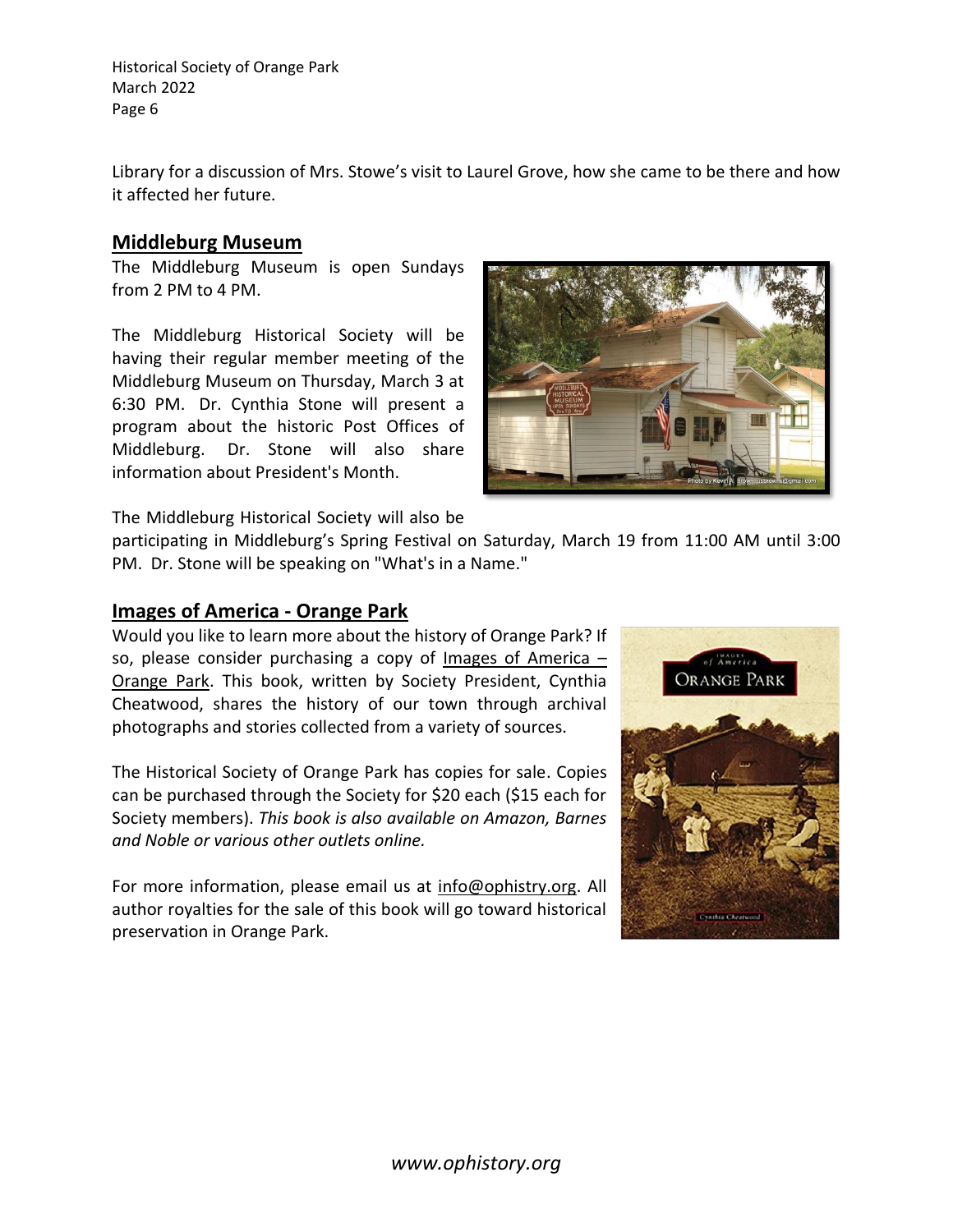Library for a discussion of Mrs. Stowe's visit to Laurel Grove, how she came to be there and how it affected her future.

## Middleburg Museum

The Middleburg Museum is open Sundays from 2 PM to 4 PM.

The Middleburg Historical Society will be having their regular member meeting of the Middleburg Museum on Thursday, March 3 at 6:30 PM. Dr. Cynthia Stone will present a program about the historic Post Offices of Middleburg. Dr. Stone will also share information about President's Month.

The Middleburg Historical Society will also be participating in Middleburg's Spring Festival on Saturday, March 19 from 11:00 AM until 3:00 PM. Dr. Stone will be speaking on "What's in a Name."

## Images of America - Orange Park

Would you like to learn more about the history of Orange Park? If so, please consider purchasing a copy of Images of America – Orange Park. This book, written by Society President, Cynthia Cheatwood, shares the history of our town through archival photographs and stories collected from a variety of sources.

The Historical Society of Orange Park has copies for sale. Copies can be purchased through the Society for $20 each ($15 each for Society members). *This book is also available on Amazon, Barnes and Noble or various other outlets online.*

For more information, please email us at info@ophistry.org. All author royalties for the sale of this book will go toward historical preservation in Orange Park.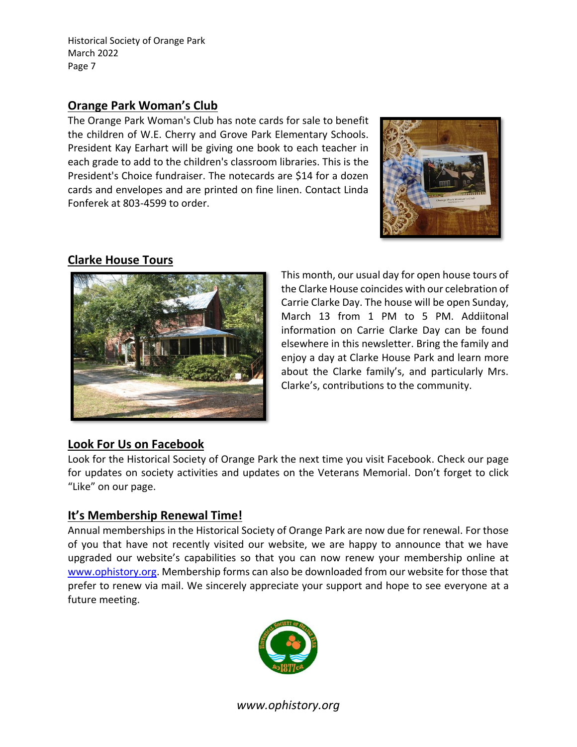## Orange Park Woman's Club

The Orange Park Woman's Club has note cards for sale to benefit the children of W.E. Cherry and Grove Park Elementary Schools. President Kay Earhart will be giving one book to each teacher in each grade to add to the children's classroom libraries. This is the President's Choice fundraiser. The notecards are $14 for a dozen cards and envelopes and are printed on fine linen. Contact Linda Fonferek at 803-4599 to order.

## Clarke House Tours

This month, our usual day for open house tours of the Clarke House coincides with our celebration of Carrie Clarke Day. The house will be open Sunday, March 13 from 1 PM to 5 PM. Addiitonal information on Carrie Clarke Day can be found elsewhere in this newsletter. Bring the family and enjoy a day at Clarke House Park and learn more about the Clarke family's, and particularly Mrs. Clarke's, contributions to the community.

## Look For Us on Facebook

Look for the Historical Society of Orange Park the next time you visit Facebook. Check our page for updates on society activities and updates on the Veterans Memorial. Don't forget to click "Like" on our page.

## It's Membership Renewal Time!

Annual memberships in the Historical Society of Orange Park are now due for renewal. For those of you that have not recently visited our website, we are happy to announce that we have upgraded our website's capabilities so that you can now renew your membership online at www.ophistory.org. Membership forms can also be downloaded from our website for those that prefer to renew via mail. We sincerely appreciate your support and hope to see everyone at a future meeting.

*www.ophistory.org*